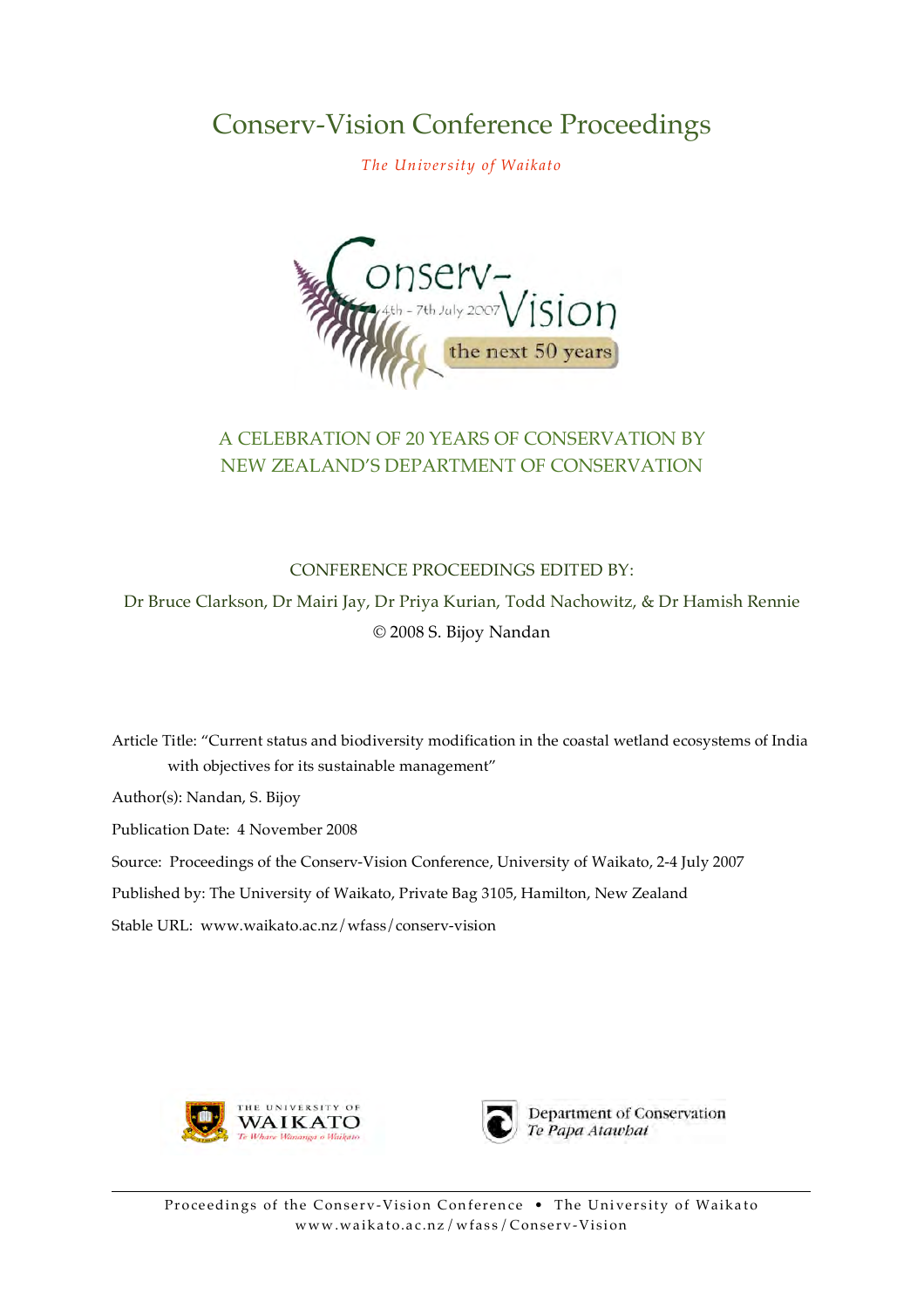# Conserv-Vision Conference Proceedings

*The University of Waikato*

A CELEBRATION OF 20 YEARS OF CONSERVATION BY NEW ZEALAND'S DEPARTMENT OF CONSERVATION

CONFERENCE PROCEEDINGS EDITED BY:

Dr Bruce Clarkson, Dr Mairi Jay, Dr Priya Kurian, Todd Nachowitz, & Dr Hamish Rennie

© 2008 S. Bijoy Nandan

Article Title: "Current status and biodiversity modification in the coastal wetland ecosystems of India with objectives for its sustainable management"

Author(s): Nandan, S. Bijoy

Publication Date: 4 November 2008

Source: Proceedings of the Conserv-Vision Conference, University of Waikato, 2-4 July 2007

Published by: The University of Waikato, Private Bag 3105, Hamilton, New Zealand

Stable URL: www.waikato.ac.nz/wfass/conserv-vision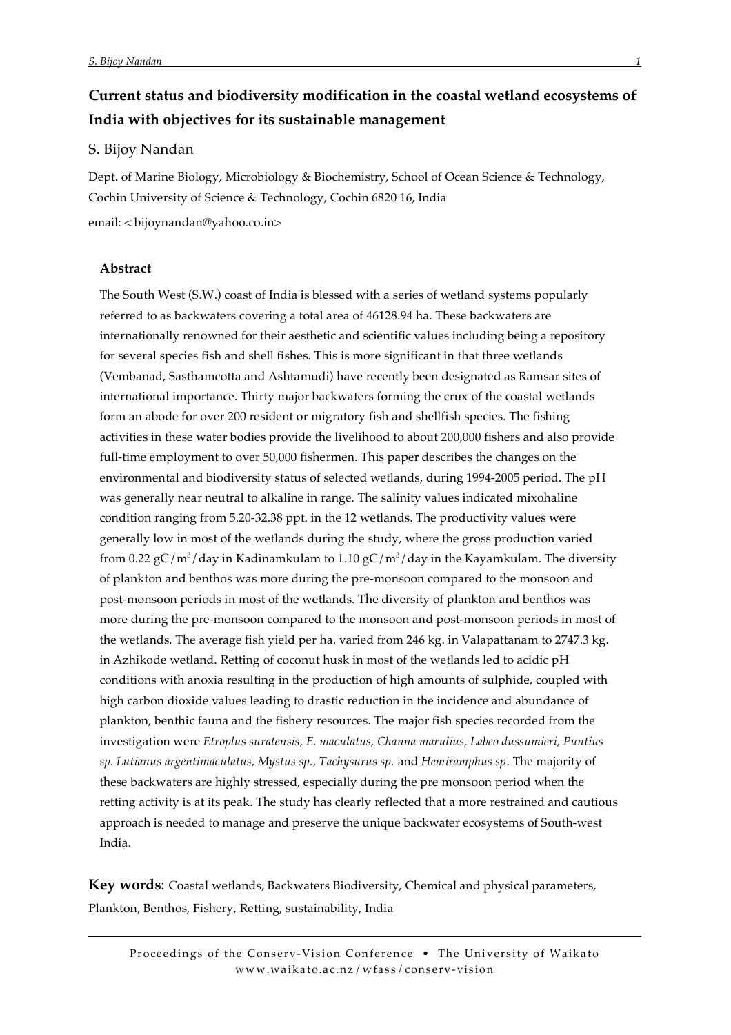# Current status and biodiversity modification in the coastal wetland ecosystems of India with objectives for its sustainable management

S. Bijoy Nandan

Dept. of Marine Biology, Microbiology & Biochemistry, School of Ocean Science & Technology, Cochin University of Science & Technology, Cochin 6820 16, India

email: < bijoynandan@yahoo.co.in>

### Abstract

The South West (S.W.) coast of India is blessed with a series of wetland systems popularly referred to as backwaters covering a total area of 46128.94 ha. These backwaters are internationally renowned for their aesthetic and scientific values including being a repository for several species fish and shell fishes. This is more significant in that three wetlands (Vembanad, Sasthamcotta and Ashtamudi) have recently been designated as Ramsar sites of international importance. Thirty major backwaters forming the crux of the coastal wetlands form an abode for over 200 resident or migratory fish and shellfish species. The fishing activities in these water bodies provide the livelihood to about 200,000 fishers and also provide full-time employment to over 50,000 fishermen. This paper describes the changes on the environmental and biodiversity status of selected wetlands, during 1994-2005 period. The pH was generally near neutral to alkaline in range. The salinity values indicated mixohaline condition ranging from 5.20-32.38 ppt. in the 12 wetlands. The productivity values were generally low in most of the wetlands during the study, where the gross production varied from 0.22 $gC/m^3/day$ in Kadinamkulam to 1.10 $gC/m^3/day$ in the Kayamkulam. The diversity of plankton and benthos was more during the pre-monsoon compared to the monsoon and post-monsoon periods in most of the wetlands. The diversity of plankton and benthos was more during the pre-monsoon compared to the monsoon and post-monsoon periods in most of the wetlands. The average fish yield per ha. varied from 246 kg. in Valapattanam to 2747.3 kg. in Azhikode wetland. Retting of coconut husk in most of the wetlands led to acidic pH conditions with anoxia resulting in the production of high amounts of sulphide, coupled with high carbon dioxide values leading to drastic reduction in the incidence and abundance of plankton, benthic fauna and the fishery resources. The major fish species recorded from the investigation were *Etroplus suratensis, E. maculatus, Channa marulius, Labeo dussumieri, Puntius sp. Lutianus argentimaculatus, Mystus sp., Tachysurus sp.* and *Hemiramphus sp*. The majority of these backwaters are highly stressed, especially during the pre monsoon period when the retting activity is at its peak. The study has clearly reflected that a more restrained and cautious approach is needed to manage and preserve the unique backwater ecosystems of South-west India.

**Key words**: Coastal wetlands, Backwaters Biodiversity, Chemical and physical parameters, Plankton, Benthos, Fishery, Retting, sustainability, India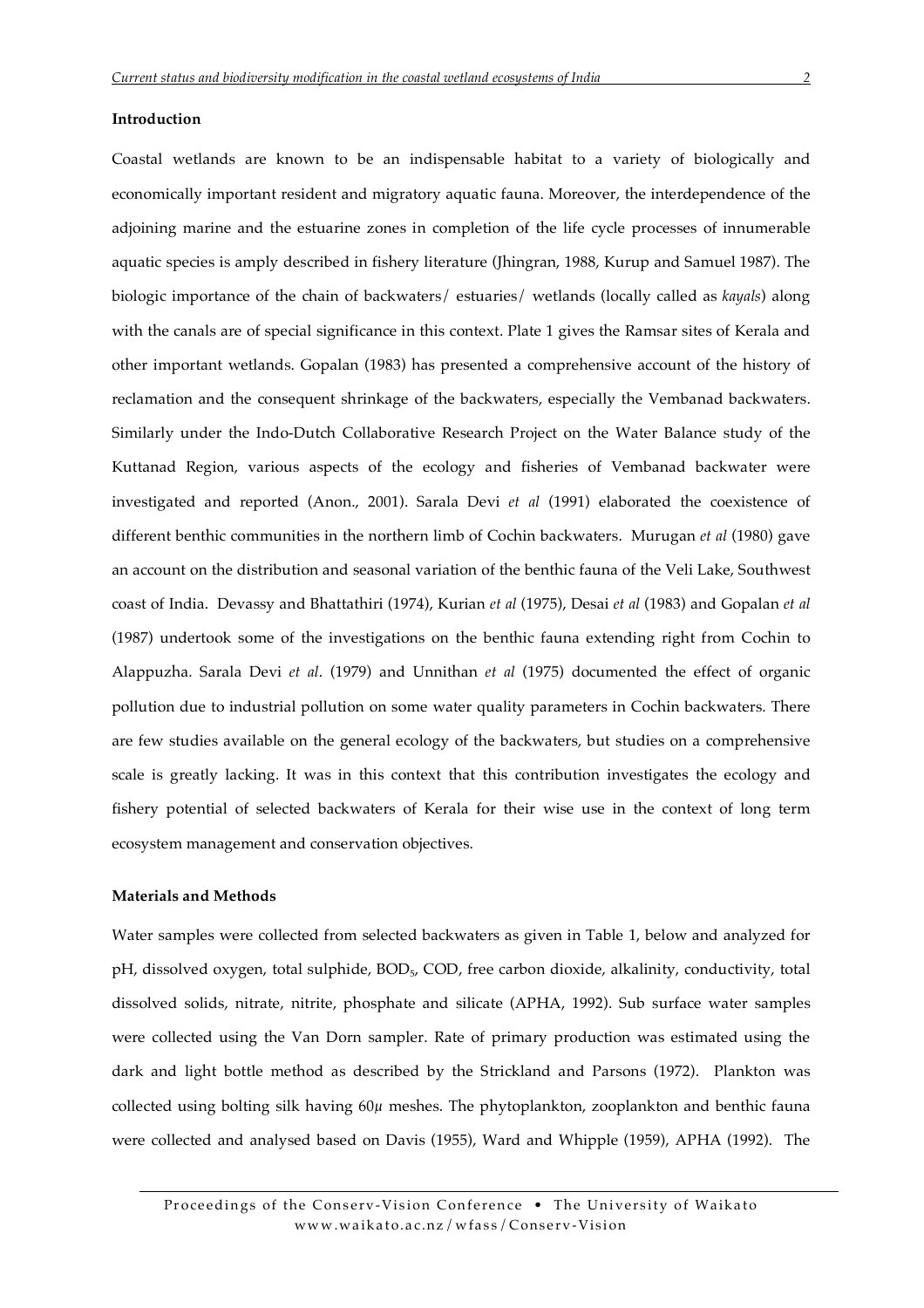**Introduction**

Coastal wetlands are known to be an indispensable habitat to a variety of biologically and economically important resident and migratory aquatic fauna. Moreover, the interdependence of the adjoining marine and the estuarine zones in completion of the life cycle processes of innumerable aquatic species is amply described in fishery literature (Jhingran, 1988, Kurup and Samuel 1987). The biologic importance of the chain of backwaters/ estuaries/ wetlands (locally called as *kayals*) along with the canals are of special significance in this context. Plate 1 gives the Ramsar sites of Kerala and other important wetlands. Gopalan (1983) has presented a comprehensive account of the history of reclamation and the consequent shrinkage of the backwaters, especially the Vembanad backwaters. Similarly under the Indo-Dutch Collaborative Research Project on the Water Balance study of the Kuttanad Region, various aspects of the ecology and fisheries of Vembanad backwater were investigated and reported (Anon., 2001). Sarala Devi *et al* (1991) elaborated the coexistence of different benthic communities in the northern limb of Cochin backwaters. Murugan *et al* (1980) gave an account on the distribution and seasonal variation of the benthic fauna of the Veli Lake, Southwest coast of India. Devassy and Bhattathiri (1974), Kurian *et al* (1975), Desai *et al* (1983) and Gopalan *et al* (1987) undertook some of the investigations on the benthic fauna extending right from Cochin to Alappuzha. Sarala Devi *et al*. (1979) and Unnithan *et al* (1975) documented the effect of organic pollution due to industrial pollution on some water quality parameters in Cochin backwaters. There are few studies available on the general ecology of the backwaters, but studies on a comprehensive scale is greatly lacking. It was in this context that this contribution investigates the ecology and fishery potential of selected backwaters of Kerala for their wise use in the context of long term ecosystem management and conservation objectives.

**Materials and Methods**

Water samples were collected from selected backwaters as given in Table 1, below and analyzed for pH, dissolved oxygen, total sulphide, $BOD_5$, COD, free carbon dioxide, alkalinity, conductivity, total dissolved solids, nitrate, nitrite, phosphate and silicate (APHA, 1992). Sub surface water samples were collected using the Van Dorn sampler. Rate of primary production was estimated using the dark and light bottle method as described by the Strickland and Parsons (1972). Plankton was collected using bolting silk having $60\mu$ meshes. The phytoplankton, zooplankton and benthic fauna were collected and analysed based on Davis (1955), Ward and Whipple (1959), APHA (1992). The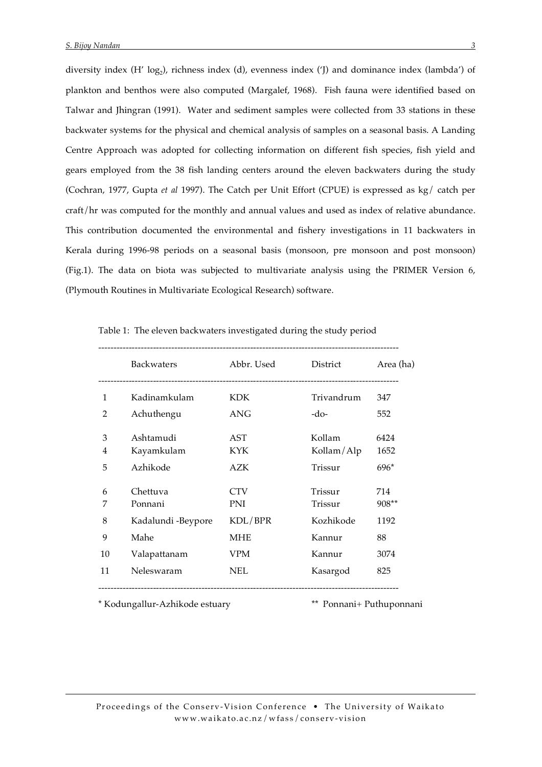diversity index (H' $\log_2$), richness index (d), evenness index ('J) and dominance index (lambda') of plankton and benthos were also computed (Margalef, 1968). Fish fauna were identified based on Talwar and Jhingran (1991). Water and sediment samples were collected from 33 stations in these backwater systems for the physical and chemical analysis of samples on a seasonal basis. A Landing Centre Approach was adopted for collecting information on different fish species, fish yield and gears employed from the 38 fish landing centers around the eleven backwaters during the study (Cochran, 1977, Gupta *et al* 1997). The Catch per Unit Effort (CPUE) is expressed as kg/ catch per craft/hr was computed for the monthly and annual values and used as index of relative abundance. This contribution documented the environmental and fishery investigations in 11 backwaters in Kerala during 1996-98 periods on a seasonal basis (monsoon, pre monsoon and post monsoon) (Fig.1). The data on biota was subjected to multivariate analysis using the PRIMER Version 6, (Plymouth Routines in Multivariate Ecological Research) software.

Table 1: The eleven backwaters investigated during the study period

| | Backwaters | Abbr. Used | District | Area (ha) |
|---|---|---|---|---|
| 1 | Kadinamkulam | KDK | Trivandrum | 347 |
| 2 | Achuthengu | ANG | -do- | 552 |
| 3 | Ashtamudi | AST | Kollam | 6424 |
| 4 | Kayamkulam | KYK | Kollam/Alp | 1652 |
| 5 | Azhikode | AZK | Trissur | 696* |
| 6 | Chettuva | CTV | Trissur | 714 |
| 7 | Ponnani | PNI | Trissur | 908** |
| 8 | Kadalundi -Beypore | KDL/BPR | Kozhikode | 1192 |
| 9 | Mahe | MHE | Kannur | 88 |
| 10 | Valapattanam | VPM | Kannur | 3074 |
| 11 | Neleswaram | NEL | Kasargod | 825 |

\* Kodungallur-Azhikode estuary ** Ponnani+ Puthuponnani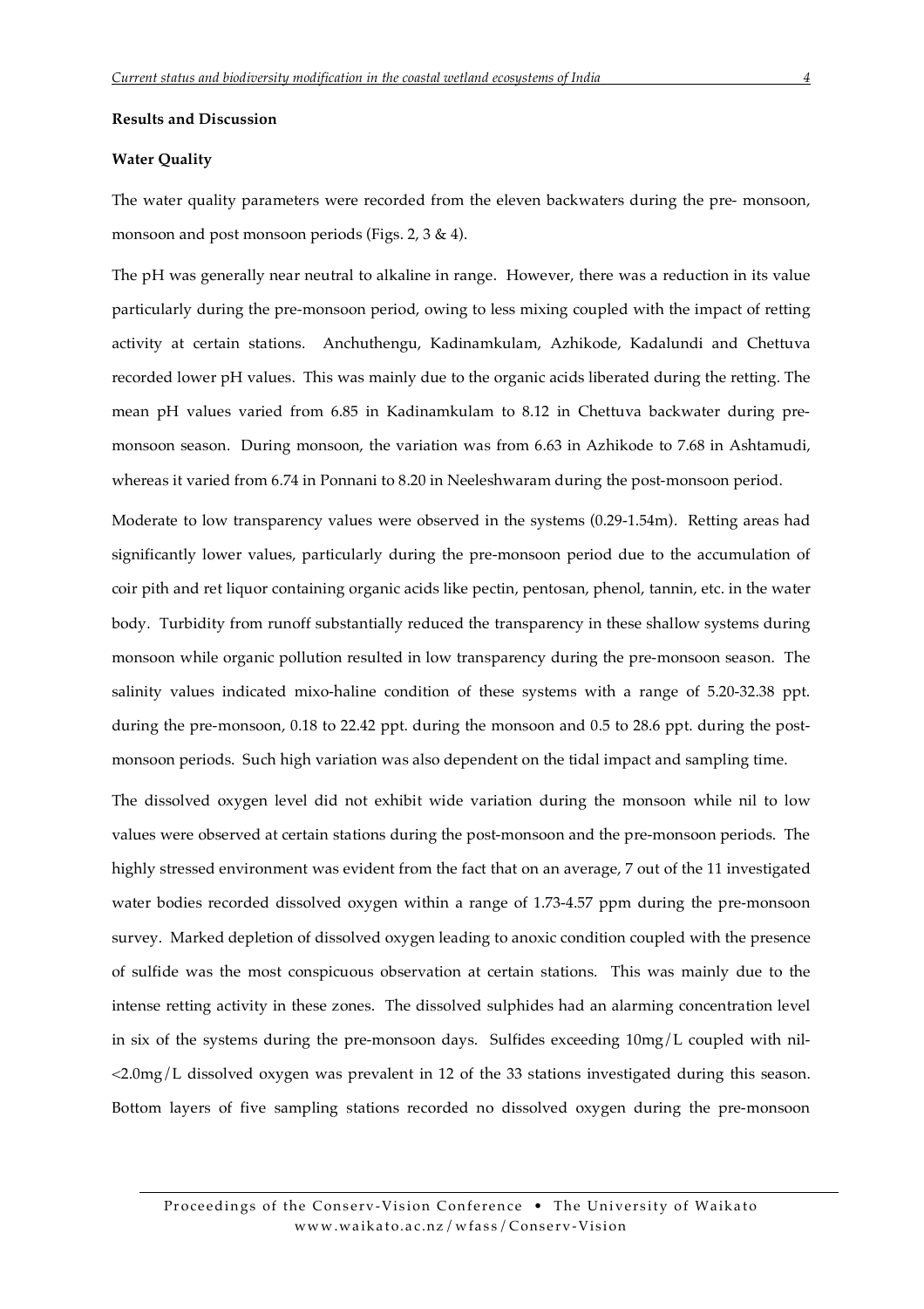**Results and Discussion**

**Water Quality**

The water quality parameters were recorded from the eleven backwaters during the pre- monsoon, monsoon and post monsoon periods (Figs. 2, 3 & 4).

The pH was generally near neutral to alkaline in range. However, there was a reduction in its value particularly during the pre-monsoon period, owing to less mixing coupled with the impact of retting activity at certain stations. Anchuthengu, Kadinamkulam, Azhikode, Kadalundi and Chettuva recorded lower pH values. This was mainly due to the organic acids liberated during the retting. The mean pH values varied from 6.85 in Kadinamkulam to 8.12 in Chettuva backwater during pre-monsoon season. During monsoon, the variation was from 6.63 in Azhikode to 7.68 in Ashtamudi, whereas it varied from 6.74 in Ponnani to 8.20 in Neeleshwaram during the post-monsoon period.

Moderate to low transparency values were observed in the systems (0.29-1.54m). Retting areas had significantly lower values, particularly during the pre-monsoon period due to the accumulation of coir pith and ret liquor containing organic acids like pectin, pentosan, phenol, tannin, etc. in the water body. Turbidity from runoff substantially reduced the transparency in these shallow systems during monsoon while organic pollution resulted in low transparency during the pre-monsoon season. The salinity values indicated mixo-haline condition of these systems with a range of 5.20-32.38 ppt. during the pre-monsoon, 0.18 to 22.42 ppt. during the monsoon and 0.5 to 28.6 ppt. during the post-monsoon periods. Such high variation was also dependent on the tidal impact and sampling time.

The dissolved oxygen level did not exhibit wide variation during the monsoon while nil to low values were observed at certain stations during the post-monsoon and the pre-monsoon periods. The highly stressed environment was evident from the fact that on an average, 7 out of the 11 investigated water bodies recorded dissolved oxygen within a range of 1.73-4.57 ppm during the pre-monsoon survey. Marked depletion of dissolved oxygen leading to anoxic condition coupled with the presence of sulfide was the most conspicuous observation at certain stations. This was mainly due to the intense retting activity in these zones. The dissolved sulphides had an alarming concentration level in six of the systems during the pre-monsoon days. Sulfides exceeding 10mg/L coupled with nil-<2.0mg/L dissolved oxygen was prevalent in 12 of the 33 stations investigated during this season. Bottom layers of five sampling stations recorded no dissolved oxygen during the pre-monsoon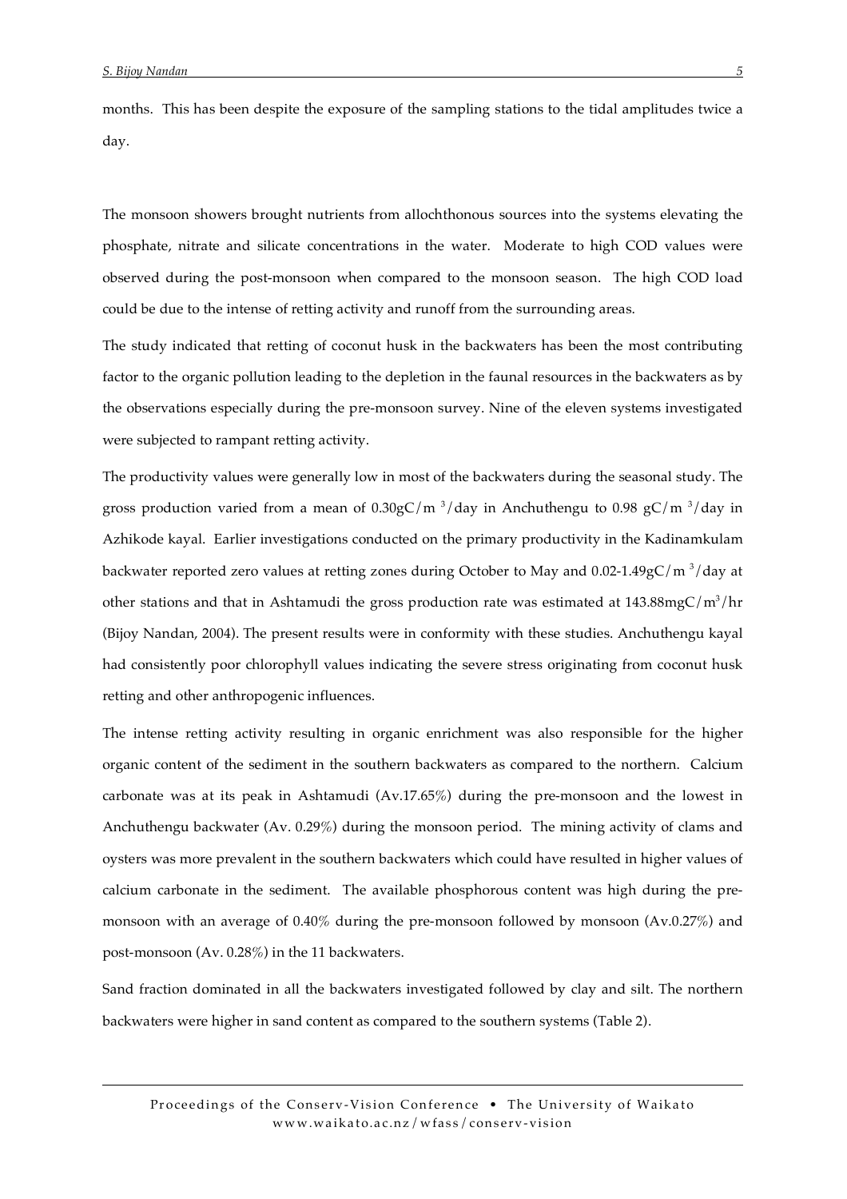months. This has been despite the exposure of the sampling stations to the tidal amplitudes twice a day.

The monsoon showers brought nutrients from allochthonous sources into the systems elevating the phosphate, nitrate and silicate concentrations in the water. Moderate to high COD values were observed during the post-monsoon when compared to the monsoon season. The high COD load could be due to the intense of retting activity and runoff from the surrounding areas.

The study indicated that retting of coconut husk in the backwaters has been the most contributing factor to the organic pollution leading to the depletion in the faunal resources in the backwaters as by the observations especially during the pre-monsoon survey. Nine of the eleven systems investigated were subjected to rampant retting activity.

The productivity values were generally low in most of the backwaters during the seasonal study. The gross production varied from a mean of 0.30gC/m $^3$/day in Anchuthengu to 0.98 gC/m $^3$/day in Azhikode kayal. Earlier investigations conducted on the primary productivity in the Kadinamkulam backwater reported zero values at retting zones during October to May and 0.02-1.49gC/m $^3$/day at other stations and that in Ashtamudi the gross production rate was estimated at 143.88mgC/m$^3$/hr (Bijoy Nandan, 2004). The present results were in conformity with these studies. Anchuthengu kayal had consistently poor chlorophyll values indicating the severe stress originating from coconut husk retting and other anthropogenic influences.

The intense retting activity resulting in organic enrichment was also responsible for the higher organic content of the sediment in the southern backwaters as compared to the northern. Calcium carbonate was at its peak in Ashtamudi (Av.17.65%) during the pre-monsoon and the lowest in Anchuthengu backwater (Av. 0.29%) during the monsoon period. The mining activity of clams and oysters was more prevalent in the southern backwaters which could have resulted in higher values of calcium carbonate in the sediment. The available phosphorous content was high during the pre-monsoon with an average of 0.40% during the pre-monsoon followed by monsoon (Av.0.27%) and post-monsoon (Av. 0.28%) in the 11 backwaters.

Sand fraction dominated in all the backwaters investigated followed by clay and silt. The northern backwaters were higher in sand content as compared to the southern systems (Table 2).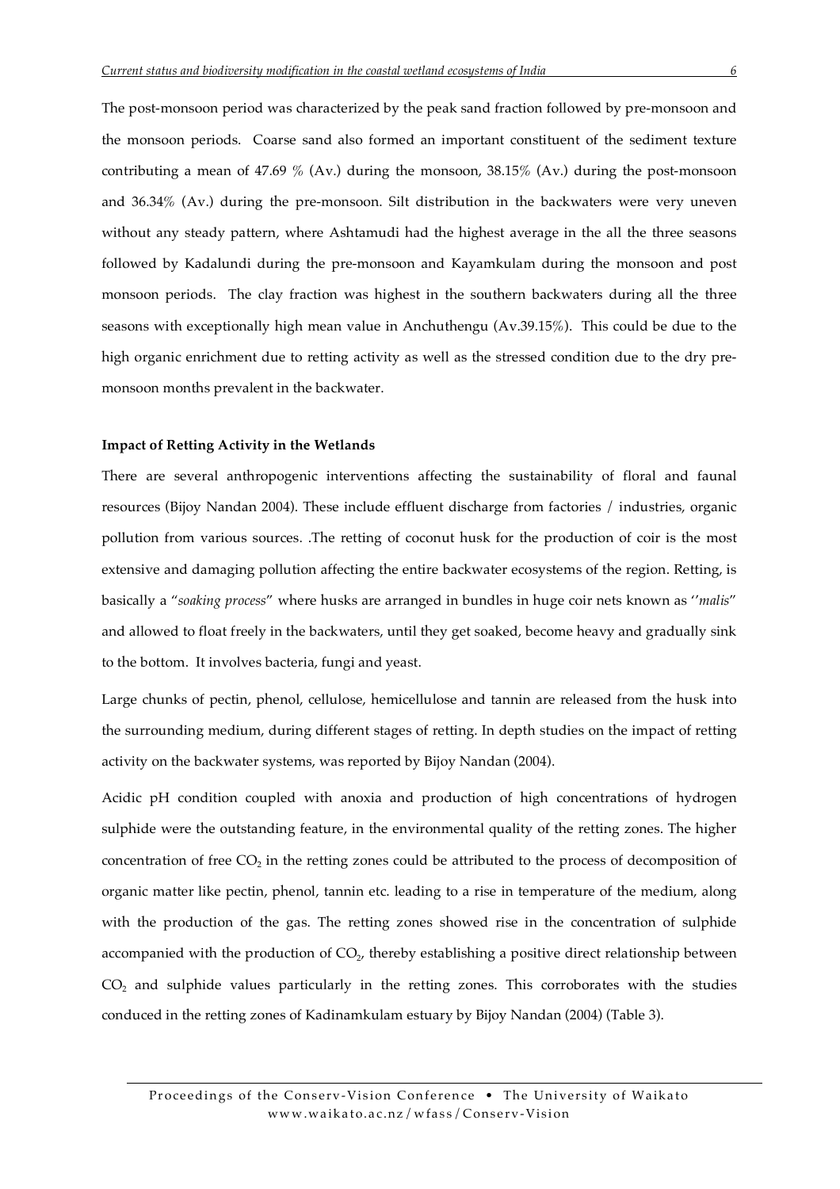The post-monsoon period was characterized by the peak sand fraction followed by pre-monsoon and the monsoon periods. Coarse sand also formed an important constituent of the sediment texture contributing a mean of 47.69 % (Av.) during the monsoon, 38.15% (Av.) during the post-monsoon and 36.34% (Av.) during the pre-monsoon. Silt distribution in the backwaters were very uneven without any steady pattern, where Ashtamudi had the highest average in the all the three seasons followed by Kadalundi during the pre-monsoon and Kayamkulam during the monsoon and post monsoon periods. The clay fraction was highest in the southern backwaters during all the three seasons with exceptionally high mean value in Anchuthengu (Av.39.15%). This could be due to the high organic enrichment due to retting activity as well as the stressed condition due to the dry pre-monsoon months prevalent in the backwater.

**Impact of Retting Activity in the Wetlands**

There are several anthropogenic interventions affecting the sustainability of floral and faunal resources (Bijoy Nandan 2004). These include effluent discharge from factories / industries, organic pollution from various sources. .The retting of coconut husk for the production of coir is the most extensive and damaging pollution affecting the entire backwater ecosystems of the region. Retting, is basically a "*soaking process*" where husks are arranged in bundles in huge coir nets known as ''*malis*'' and allowed to float freely in the backwaters, until they get soaked, become heavy and gradually sink to the bottom. It involves bacteria, fungi and yeast.

Large chunks of pectin, phenol, cellulose, hemicellulose and tannin are released from the husk into the surrounding medium, during different stages of retting. In depth studies on the impact of retting activity on the backwater systems, was reported by Bijoy Nandan (2004).

Acidic pH condition coupled with anoxia and production of high concentrations of hydrogen sulphide were the outstanding feature, in the environmental quality of the retting zones. The higher concentration of free $CO_2$ in the retting zones could be attributed to the process of decomposition of organic matter like pectin, phenol, tannin etc. leading to a rise in temperature of the medium, along with the production of the gas. The retting zones showed rise in the concentration of sulphide accompanied with the production of $CO_2$, thereby establishing a positive direct relationship between $CO_2$ and sulphide values particularly in the retting zones. This corroborates with the studies conduced in the retting zones of Kadinamkulam estuary by Bijoy Nandan (2004) (Table 3).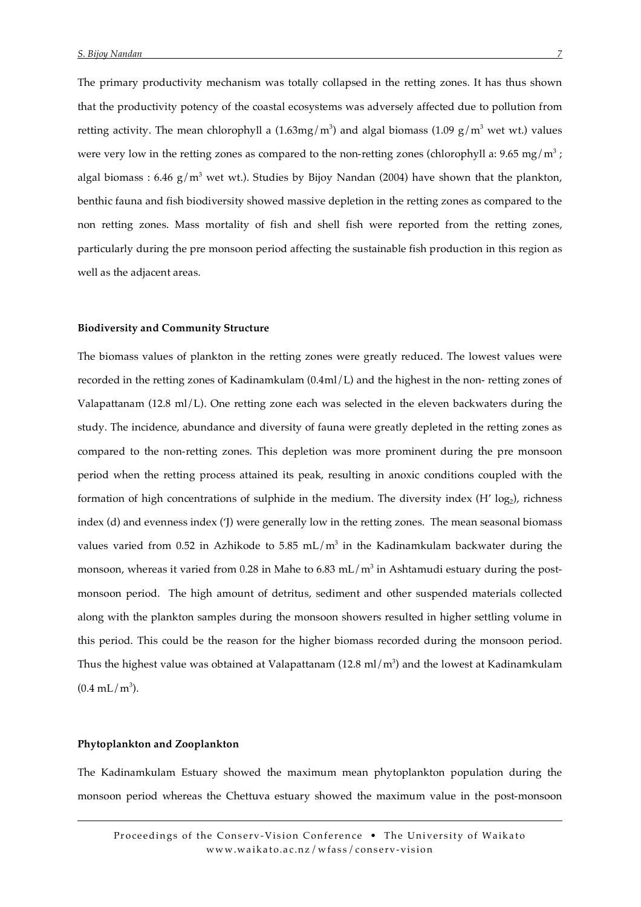The primary productivity mechanism was totally collapsed in the retting zones. It has thus shown that the productivity potency of the coastal ecosystems was adversely affected due to pollution from retting activity. The mean chlorophyll a (1.63mg/$m^3$) and algal biomass (1.09 g/$m^3$ wet wt.) values were very low in the retting zones as compared to the non-retting zones (chlorophyll a: 9.65 mg/$m^3$ ; algal biomass : 6.46 g/$m^3$ wet wt.). Studies by Bijoy Nandan (2004) have shown that the plankton, benthic fauna and fish biodiversity showed massive depletion in the retting zones as compared to the non retting zones. Mass mortality of fish and shell fish were reported from the retting zones, particularly during the pre monsoon period affecting the sustainable fish production in this region as well as the adjacent areas.

**Biodiversity and Community Structure**

The biomass values of plankton in the retting zones were greatly reduced. The lowest values were recorded in the retting zones of Kadinamkulam (0.4ml/L) and the highest in the non- retting zones of Valapattanam (12.8 ml/L). One retting zone each was selected in the eleven backwaters during the study. The incidence, abundance and diversity of fauna were greatly depleted in the retting zones as compared to the non-retting zones. This depletion was more prominent during the pre monsoon period when the retting process attained its peak, resulting in anoxic conditions coupled with the formation of high concentrations of sulphide in the medium. The diversity index (H' $\log_2$), richness index (d) and evenness index ('J) were generally low in the retting zones. The mean seasonal biomass values varied from 0.52 in Azhikode to 5.85 mL/$m^3$ in the Kadinamkulam backwater during the monsoon, whereas it varied from 0.28 in Mahe to 6.83 mL/$m^3$ in Ashtamudi estuary during the post-monsoon period. The high amount of detritus, sediment and other suspended materials collected along with the plankton samples during the monsoon showers resulted in higher settling volume in this period. This could be the reason for the higher biomass recorded during the monsoon period. Thus the highest value was obtained at Valapattanam (12.8 ml/$m^3$) and the lowest at Kadinamkulam (0.4 mL/$m^3$).

**Phytoplankton and Zooplankton**

The Kadinamkulam Estuary showed the maximum mean phytoplankton population during the monsoon period whereas the Chettuva estuary showed the maximum value in the post-monsoon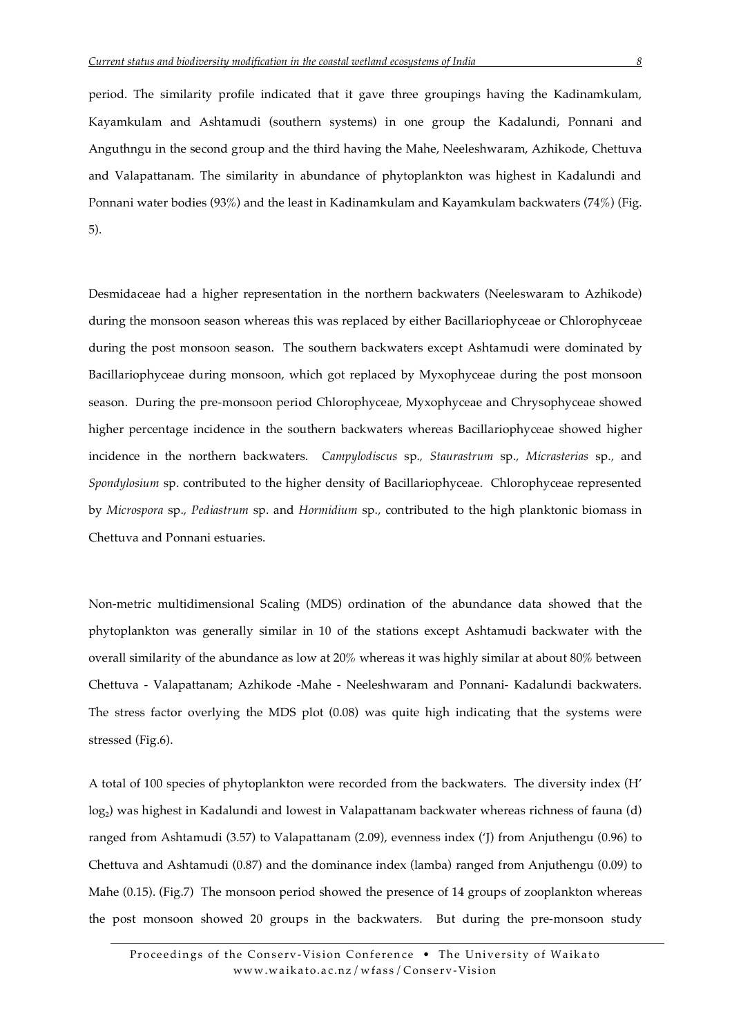period. The similarity profile indicated that it gave three groupings having the Kadinamkulam, Kayamkulam and Ashtamudi (southern systems) in one group the Kadalundi, Ponnani and Anguthngu in the second group and the third having the Mahe, Neeleshwaram, Azhikode, Chettuva and Valapattanam. The similarity in abundance of phytoplankton was highest in Kadalundi and Ponnani water bodies (93%) and the least in Kadinamkulam and Kayamkulam backwaters (74%) (Fig. 5).

Desmidaceae had a higher representation in the northern backwaters (Neeleswaram to Azhikode) during the monsoon season whereas this was replaced by either Bacillariophyceae or Chlorophyceae during the post monsoon season. The southern backwaters except Ashtamudi were dominated by Bacillariophyceae during monsoon, which got replaced by Myxophyceae during the post monsoon season. During the pre-monsoon period Chlorophyceae, Myxophyceae and Chrysophyceae showed higher percentage incidence in the southern backwaters whereas Bacillariophyceae showed higher incidence in the northern backwaters. *Campylodiscus* sp., *Staurastrum* sp., *Micrasterias* sp., and *Spondylosium* sp. contributed to the higher density of Bacillariophyceae. Chlorophyceae represented by *Microspora* sp., *Pediastrum* sp. and *Hormidium* sp., contributed to the high planktonic biomass in Chettuva and Ponnani estuaries.

Non-metric multidimensional Scaling (MDS) ordination of the abundance data showed that the phytoplankton was generally similar in 10 of the stations except Ashtamudi backwater with the overall similarity of the abundance as low at 20% whereas it was highly similar at about 80% between Chettuva - Valapattanam; Azhikode -Mahe - Neeleshwaram and Ponnani- Kadalundi backwaters. The stress factor overlying the MDS plot (0.08) was quite high indicating that the systems were stressed (Fig.6).

A total of 100 species of phytoplankton were recorded from the backwaters. The diversity index (H' $\log_2$) was highest in Kadalundi and lowest in Valapattanam backwater whereas richness of fauna (d) ranged from Ashtamudi (3.57) to Valapattanam (2.09), evenness index ('J) from Anjuthengu (0.96) to Chettuva and Ashtamudi (0.87) and the dominance index (lamba) ranged from Anjuthengu (0.09) to Mahe (0.15). (Fig.7) The monsoon period showed the presence of 14 groups of zooplankton whereas the post monsoon showed 20 groups in the backwaters. But during the pre-monsoon study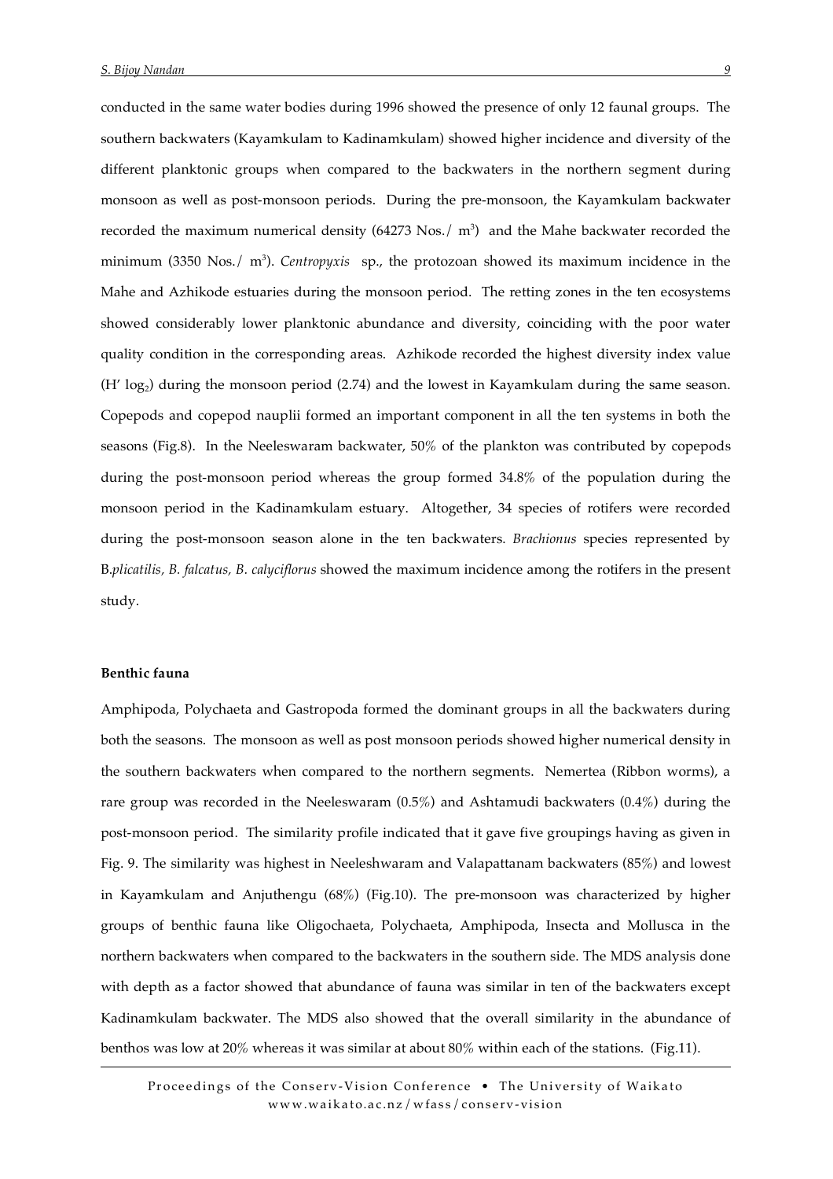conducted in the same water bodies during 1996 showed the presence of only 12 faunal groups. The southern backwaters (Kayamkulam to Kadinamkulam) showed higher incidence and diversity of the different planktonic groups when compared to the backwaters in the northern segment during monsoon as well as post-monsoon periods. During the pre-monsoon, the Kayamkulam backwater recorded the maximum numerical density (64273 Nos./ $m^3$) and the Mahe backwater recorded the minimum (3350 Nos./ $m^3$). *Centropyxis* sp., the protozoan showed its maximum incidence in the Mahe and Azhikode estuaries during the monsoon period. The retting zones in the ten ecosystems showed considerably lower planktonic abundance and diversity, coinciding with the poor water quality condition in the corresponding areas. Azhikode recorded the highest diversity index value ($H'$ $\log_2$) during the monsoon period (2.74) and the lowest in Kayamkulam during the same season. Copepods and copepod nauplii formed an important component in all the ten systems in both the seasons (Fig.8). In the Neeleswaram backwater, 50% of the plankton was contributed by copepods during the post-monsoon period whereas the group formed 34.8% of the population during the monsoon period in the Kadinamkulam estuary. Altogether, 34 species of rotifers were recorded during the post-monsoon season alone in the ten backwaters. *Brachionus* species represented by B.*plicatilis, B. falcatus, B. calyciflorus* showed the maximum incidence among the rotifers in the present study.

**Benthic fauna**

Amphipoda, Polychaeta and Gastropoda formed the dominant groups in all the backwaters during both the seasons. The monsoon as well as post monsoon periods showed higher numerical density in the southern backwaters when compared to the northern segments. Nemertea (Ribbon worms), a rare group was recorded in the Neeleswaram (0.5%) and Ashtamudi backwaters (0.4%) during the post-monsoon period. The similarity profile indicated that it gave five groupings having as given in Fig. 9. The similarity was highest in Neeleshwaram and Valapattanam backwaters (85%) and lowest in Kayamkulam and Anjuthengu (68%) (Fig.10). The pre-monsoon was characterized by higher groups of benthic fauna like Oligochaeta, Polychaeta, Amphipoda, Insecta and Mollusca in the northern backwaters when compared to the backwaters in the southern side. The MDS analysis done with depth as a factor showed that abundance of fauna was similar in ten of the backwaters except Kadinamkulam backwater. The MDS also showed that the overall similarity in the abundance of benthos was low at 20% whereas it was similar at about 80% within each of the stations. (Fig.11).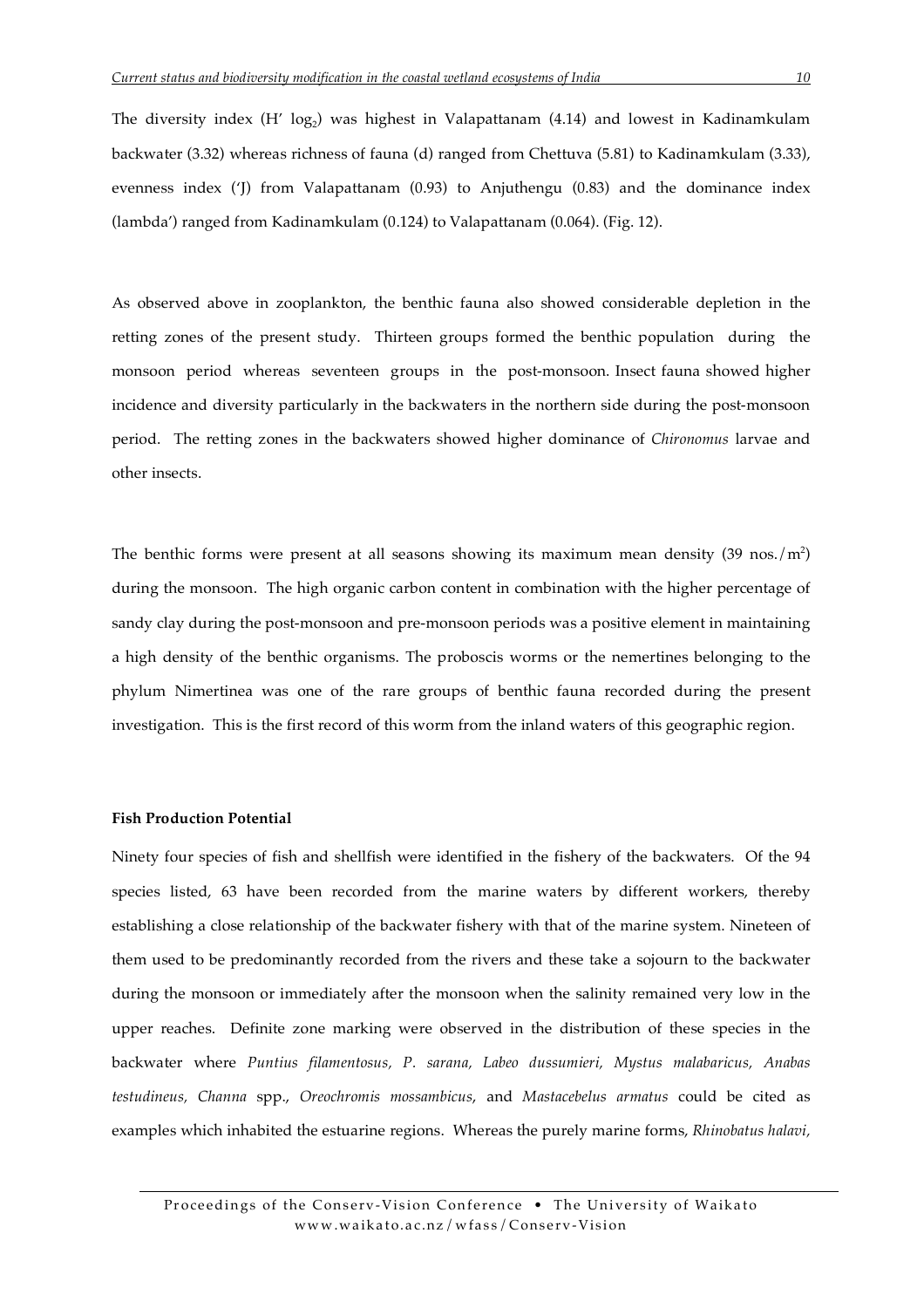The diversity index (H' $\log_2$) was highest in Valapattanam (4.14) and lowest in Kadinamkulam backwater (3.32) whereas richness of fauna (d) ranged from Chettuva (5.81) to Kadinamkulam (3.33), evenness index ('J) from Valapattanam (0.93) to Anjuthengu (0.83) and the dominance index (lambda') ranged from Kadinamkulam (0.124) to Valapattanam (0.064). (Fig. 12).

As observed above in zooplankton, the benthic fauna also showed considerable depletion in the retting zones of the present study. Thirteen groups formed the benthic population during the monsoon period whereas seventeen groups in the post-monsoon. Insect fauna showed higher incidence and diversity particularly in the backwaters in the northern side during the post-monsoon period. The retting zones in the backwaters showed higher dominance of *Chironomus* larvae and other insects.

The benthic forms were present at all seasons showing its maximum mean density (39 nos./$m^2$) during the monsoon. The high organic carbon content in combination with the higher percentage of sandy clay during the post-monsoon and pre-monsoon periods was a positive element in maintaining a high density of the benthic organisms. The proboscis worms or the nemertines belonging to the phylum Nimertinea was one of the rare groups of benthic fauna recorded during the present investigation. This is the first record of this worm from the inland waters of this geographic region.

**Fish Production Potential**

Ninety four species of fish and shellfish were identified in the fishery of the backwaters. Of the 94 species listed, 63 have been recorded from the marine waters by different workers, thereby establishing a close relationship of the backwater fishery with that of the marine system. Nineteen of them used to be predominantly recorded from the rivers and these take a sojourn to the backwater during the monsoon or immediately after the monsoon when the salinity remained very low in the upper reaches. Definite zone marking were observed in the distribution of these species in the backwater where *Puntius filamentosus, P. sarana, Labeo dussumieri, Mystus malabaricus, Anabas testudineus, Channa* spp., *Oreochromis mossambicus*, and *Mastacebelus armatus* could be cited as examples which inhabited the estuarine regions. Whereas the purely marine forms, *Rhinobatus halavi,*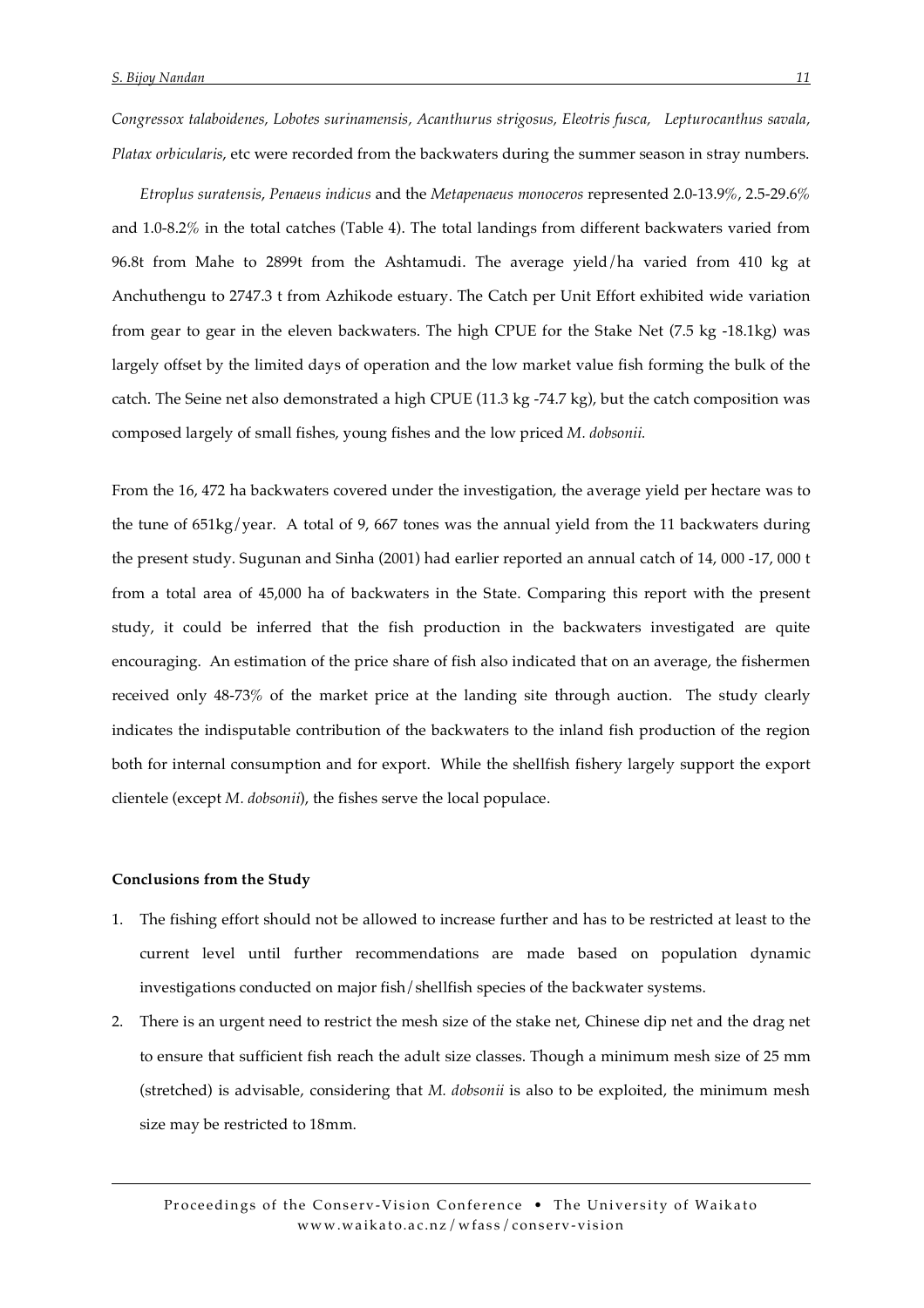*Congressox talaboidenes, Lobotes surinamensis, Acanthurus strigosus, Eleotris fusca, Lepturocanthus savala, Platax orbicularis*, etc were recorded from the backwaters during the summer season in stray numbers.

*Etroplus suratensis*, *Penaeus indicus* and the *Metapenaeus monoceros* represented 2.0-13.9%, 2.5-29.6% and 1.0-8.2% in the total catches (Table 4). The total landings from different backwaters varied from 96.8t from Mahe to 2899t from the Ashtamudi. The average yield/ha varied from 410 kg at Anchuthengu to 2747.3 t from Azhikode estuary. The Catch per Unit Effort exhibited wide variation from gear to gear in the eleven backwaters. The high CPUE for the Stake Net (7.5 kg -18.1kg) was largely offset by the limited days of operation and the low market value fish forming the bulk of the catch. The Seine net also demonstrated a high CPUE (11.3 kg -74.7 kg), but the catch composition was composed largely of small fishes, young fishes and the low priced *M. dobsonii.*

From the 16, 472 ha backwaters covered under the investigation, the average yield per hectare was to the tune of 651kg/year. A total of 9, 667 tones was the annual yield from the 11 backwaters during the present study. Sugunan and Sinha (2001) had earlier reported an annual catch of 14, 000 -17, 000 t from a total area of 45,000 ha of backwaters in the State. Comparing this report with the present study, it could be inferred that the fish production in the backwaters investigated are quite encouraging. An estimation of the price share of fish also indicated that on an average, the fishermen received only 48-73% of the market price at the landing site through auction. The study clearly indicates the indisputable contribution of the backwaters to the inland fish production of the region both for internal consumption and for export. While the shellfish fishery largely support the export clientele (except *M. dobsonii*), the fishes serve the local populace.

**Conclusions from the Study**

1. The fishing effort should not be allowed to increase further and has to be restricted at least to the current level until further recommendations are made based on population dynamic investigations conducted on major fish/shellfish species of the backwater systems.
2. There is an urgent need to restrict the mesh size of the stake net, Chinese dip net and the drag net to ensure that sufficient fish reach the adult size classes. Though a minimum mesh size of 25 mm (stretched) is advisable, considering that *M. dobsonii* is also to be exploited, the minimum mesh size may be restricted to 18mm.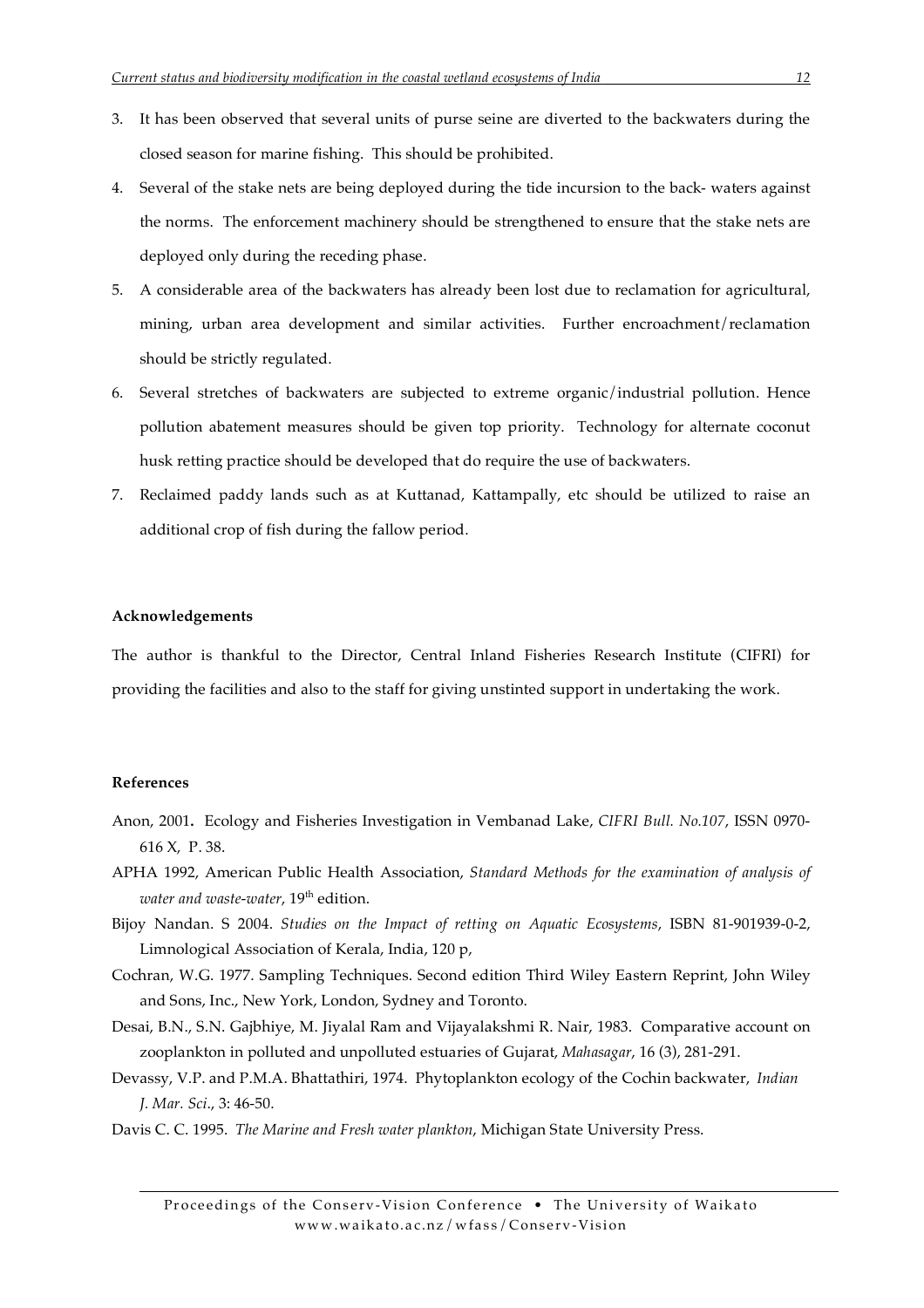3. It has been observed that several units of purse seine are diverted to the backwaters during the closed season for marine fishing. This should be prohibited.
4. Several of the stake nets are being deployed during the tide incursion to the back- waters against the norms. The enforcement machinery should be strengthened to ensure that the stake nets are deployed only during the receding phase.
5. A considerable area of the backwaters has already been lost due to reclamation for agricultural, mining, urban area development and similar activities. Further encroachment/reclamation should be strictly regulated.
6. Several stretches of backwaters are subjected to extreme organic/industrial pollution. Hence pollution abatement measures should be given top priority. Technology for alternate coconut husk retting practice should be developed that do require the use of backwaters.
7. Reclaimed paddy lands such as at Kuttanad, Kattampally, etc should be utilized to raise an additional crop of fish during the fallow period.

**Acknowledgements**

The author is thankful to the Director, Central Inland Fisheries Research Institute (CIFRI) for providing the facilities and also to the staff for giving unstinted support in undertaking the work.

**References**

Anon, 2001. Ecology and Fisheries Investigation in Vembanad Lake, *CIFRI Bull. No.107*, ISSN 0970-616 X, P. 38.

APHA 1992, American Public Health Association, *Standard Methods for the examination of analysis of water and waste-water*, 19th edition.

Bijoy Nandan. S 2004. *Studies on the Impact of retting on Aquatic Ecosystems*, ISBN 81-901939-0-2, Limnological Association of Kerala, India, 120 p,

Cochran, W.G. 1977. Sampling Techniques. Second edition Third Wiley Eastern Reprint, John Wiley and Sons, Inc., New York, London, Sydney and Toronto.

Desai, B.N., S.N. Gajbhiye, M. Jiyalal Ram and Vijayalakshmi R. Nair, 1983. Comparative account on zooplankton in polluted and unpolluted estuaries of Gujarat, *Mahasagar*, 16 (3), 281-291.

Devassy, V.P. and P.M.A. Bhattathiri, 1974. Phytoplankton ecology of the Cochin backwater, *Indian J. Mar. Sci*., 3: 46-50.

Davis C. C. 1995. *The Marine and Fresh water plankton*, Michigan State University Press.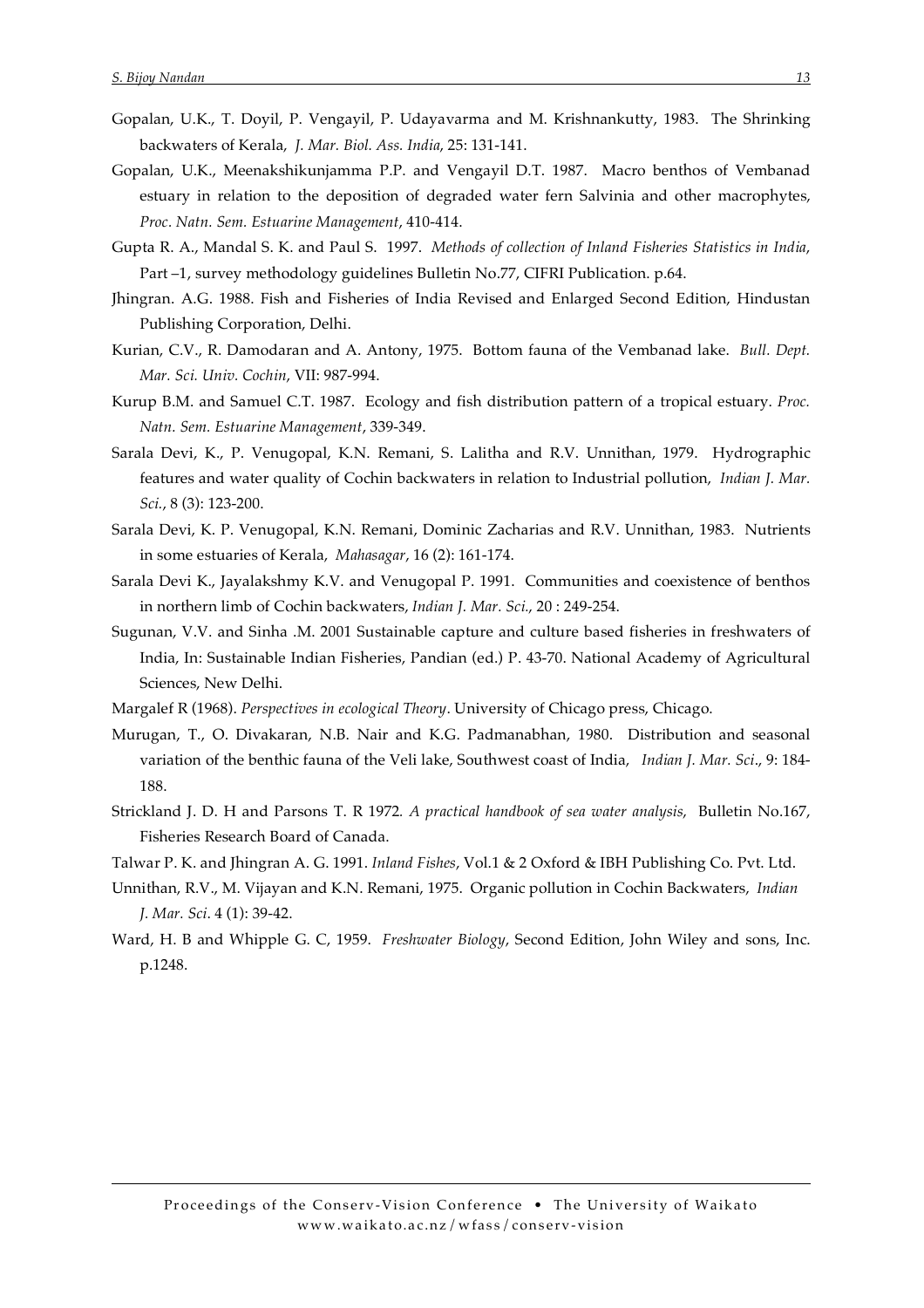Gopalan, U.K., T. Doyil, P. Vengayil, P. Udayavarma and M. Krishnankutty, 1983. The Shrinking backwaters of Kerala, *J. Mar. Biol. Ass. India*, 25: 131-141.

Gopalan, U.K., Meenakshikunjamma P.P. and Vengayil D.T. 1987. Macro benthos of Vembanad estuary in relation to the deposition of degraded water fern Salvinia and other macrophytes, *Proc. Natn. Sem. Estuarine Management*, 410-414.

Gupta R. A., Mandal S. K. and Paul S. 1997. *Methods of collection of Inland Fisheries Statistics in India*, Part –1, survey methodology guidelines Bulletin No.77, CIFRI Publication. p.64.

Jhingran. A.G. 1988. Fish and Fisheries of India Revised and Enlarged Second Edition, Hindustan Publishing Corporation, Delhi.

Kurian, C.V., R. Damodaran and A. Antony, 1975. Bottom fauna of the Vembanad lake. *Bull. Dept. Mar. Sci. Univ. Cochin*, VII: 987-994.

Kurup B.M. and Samuel C.T. 1987. Ecology and fish distribution pattern of a tropical estuary. *Proc. Natn. Sem. Estuarine Management*, 339-349.

Sarala Devi, K., P. Venugopal, K.N. Remani, S. Lalitha and R.V. Unnithan, 1979. Hydrographic features and water quality of Cochin backwaters in relation to Industrial pollution, *Indian J. Mar. Sci.*, 8 (3): 123-200.

Sarala Devi, K. P. Venugopal, K.N. Remani, Dominic Zacharias and R.V. Unnithan, 1983. Nutrients in some estuaries of Kerala, *Mahasagar*, 16 (2): 161-174.

Sarala Devi K., Jayalakshmy K.V. and Venugopal P. 1991. Communities and coexistence of benthos in northern limb of Cochin backwaters, *Indian J. Mar. Sci.*, 20 : 249-254.

Sugunan, V.V. and Sinha .M. 2001 Sustainable capture and culture based fisheries in freshwaters of India, In: Sustainable Indian Fisheries, Pandian (ed.) P. 43-70. National Academy of Agricultural Sciences, New Delhi.

Margalef R (1968). *Perspectives in ecological Theory*. University of Chicago press, Chicago.

Murugan, T., O. Divakaran, N.B. Nair and K.G. Padmanabhan, 1980. Distribution and seasonal variation of the benthic fauna of the Veli lake, Southwest coast of India, *Indian J. Mar. Sci*., 9: 184-188.

Strickland J. D. H and Parsons T. R 1972. *A practical handbook of sea water analysis*, Bulletin No.167, Fisheries Research Board of Canada.

Talwar P. K. and Jhingran A. G. 1991. *Inland Fishes*, Vol.1 & 2 Oxford & IBH Publishing Co. Pvt. Ltd.

Unnithan, R.V., M. Vijayan and K.N. Remani, 1975. Organic pollution in Cochin Backwaters, *Indian J. Mar. Sci*. 4 (1): 39-42.

Ward, H. B and Whipple G. C, 1959. *Freshwater Biology*, Second Edition, John Wiley and sons, Inc. p.1248.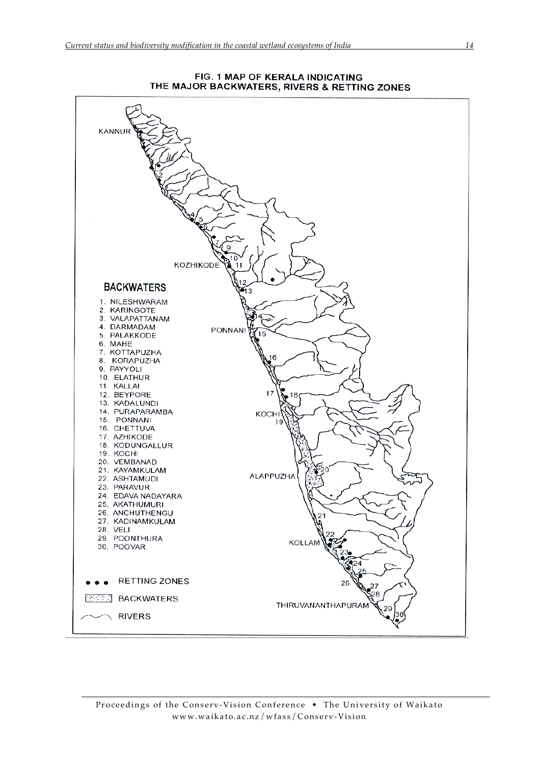**FIG. 1 MAP OF KERALA INDICATING THE MAJOR BACKWATERS, RIVERS & RETTING ZONES**

KANNUR

KOZHIKODE

PONNANI

KOCHI

ALAPPUZHA

KOLLAM

THIRUVANANTHAPURAM

**BACKWATERS**

1. NILESHWARAM
2. KARINGOTE
3. VALAPATTANAM
4. DARMADAM
5. PALAKKODE
6. MAHE
7. KOTTAPUZHA
8. KORAPUZHA
9. PAYYOLI
10. ELATHUR
11. KALLAI
12. BEYPORE
13. KADALUNDI
14. PURAPARAMBA
15. PONNANI
16. CHETTUVA
17. AZHIKODE
18. KODUNGALLUR
19. KOCHI
20. VEMBANAD
21. KAYAMKULAM
22. ASHTAMUDI
23. PARAVUR
24. EDAVA NADAYARA
25. AKATHUMURI
26. ANCHUTHENGU
27. KADINAMKULAM
28. VELI
29. POONTHURA
30. POOVAR

● ● ● RETTING ZONES

BACKWATERS

RIVERS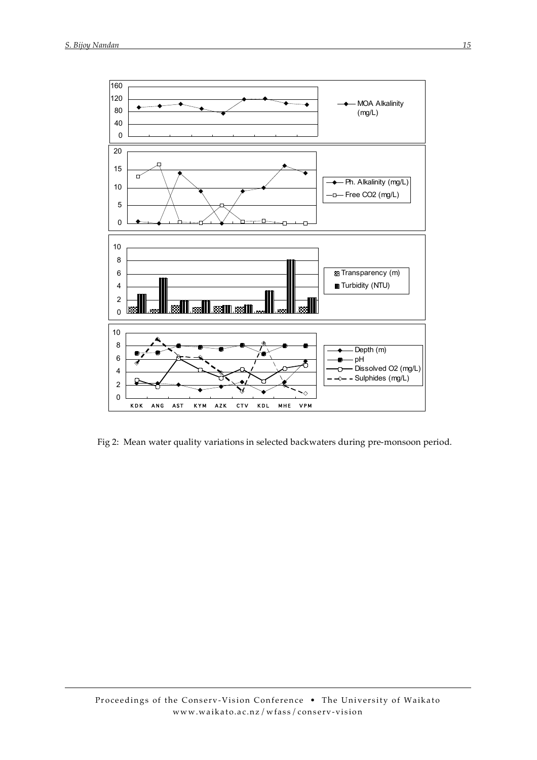Fig 2: Mean water quality variations in selected backwaters during pre-monsoon period.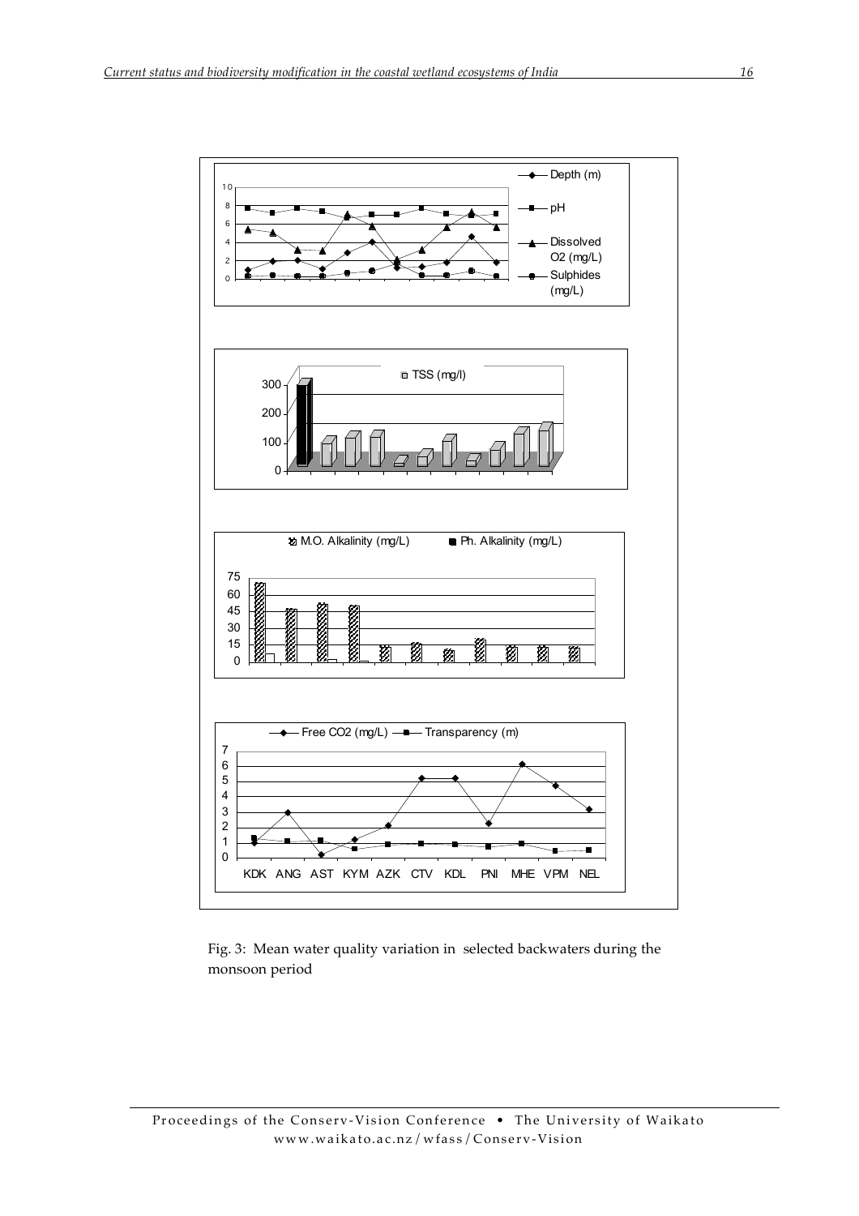Fig. 3: Mean water quality variation in selected backwaters during the monsoon period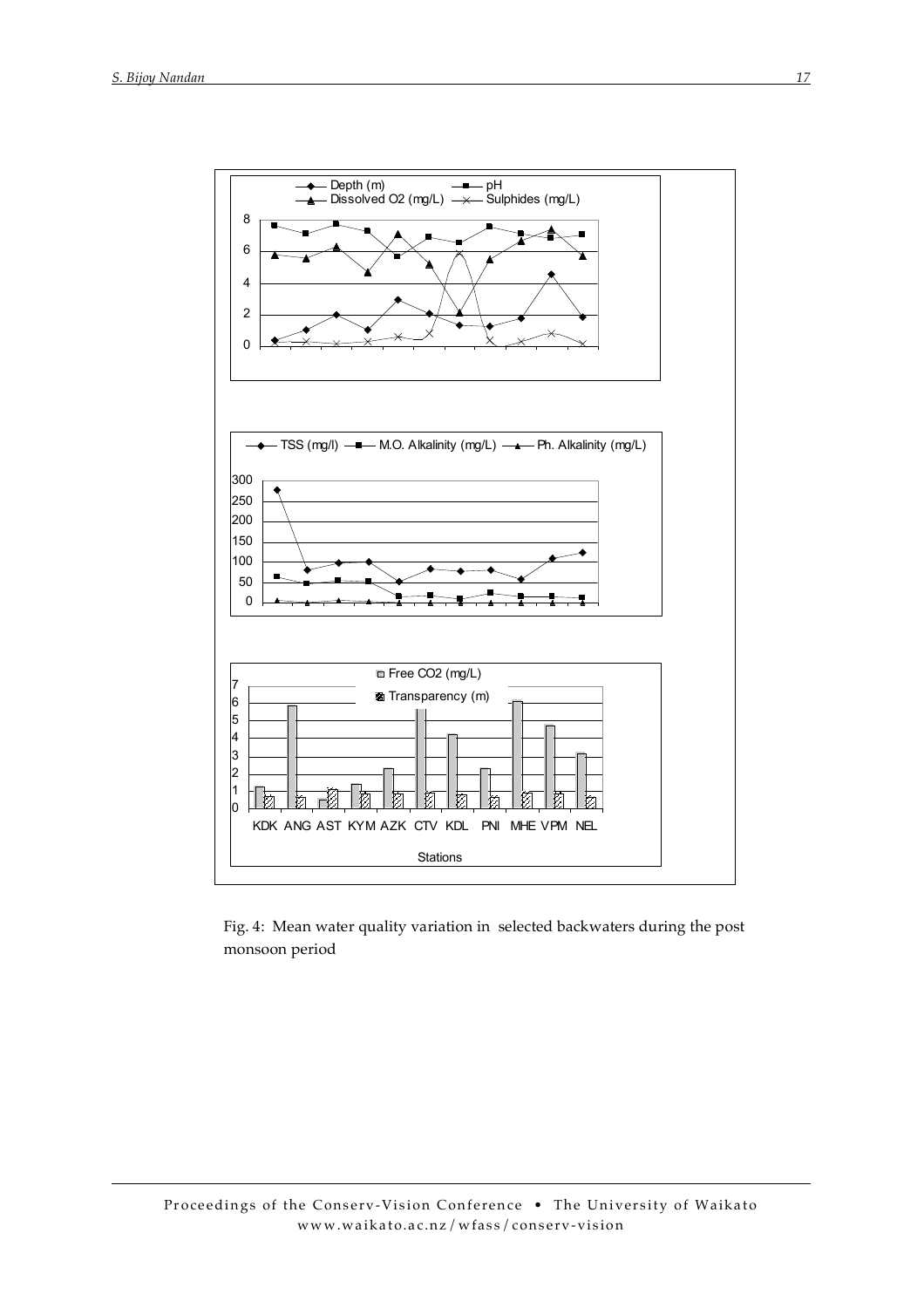Fig. 4: Mean water quality variation in selected backwaters during the post monsoon period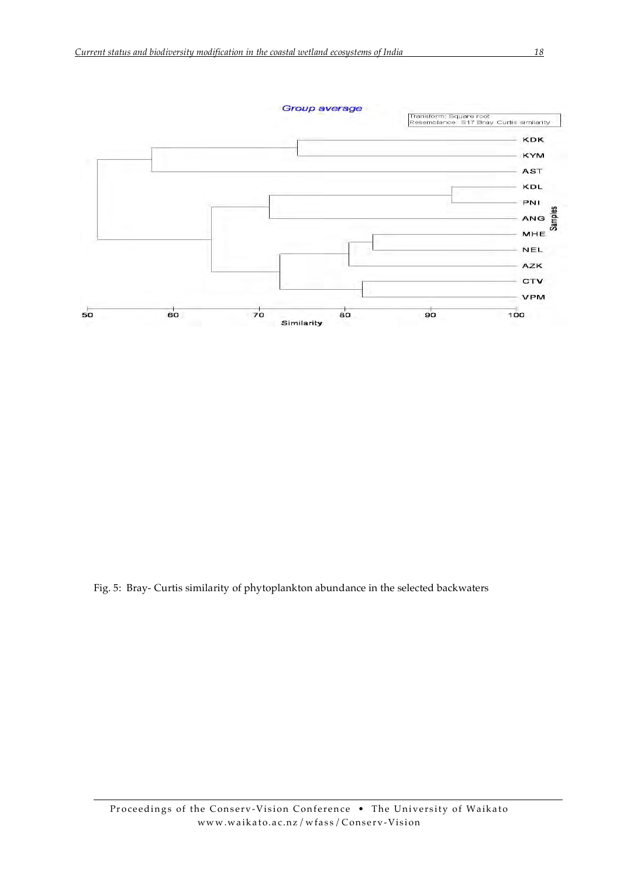Fig. 5: Bray- Curtis similarity of phytoplankton abundance in the selected backwaters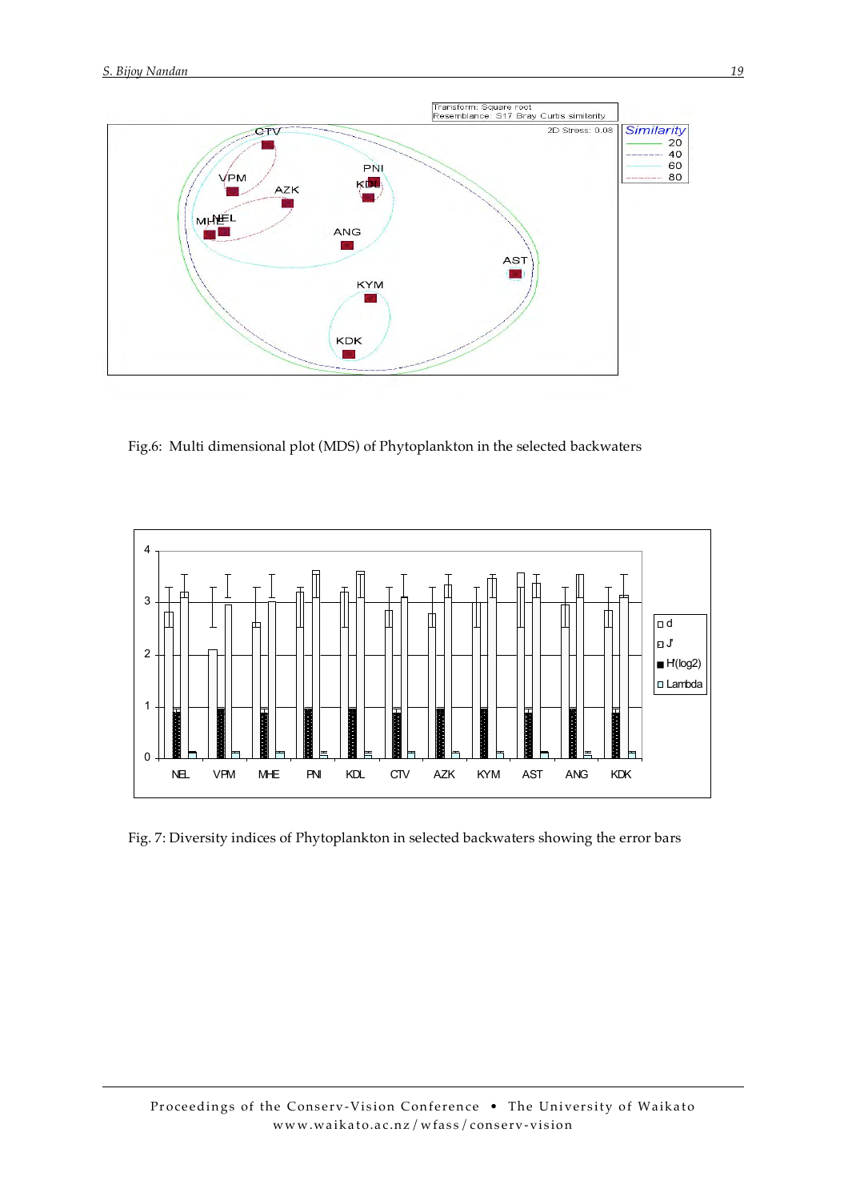Fig.6: Multi dimensional plot (MDS) of Phytoplankton in the selected backwaters

Fig. 7: Diversity indices of Phytoplankton in selected backwaters showing the error bars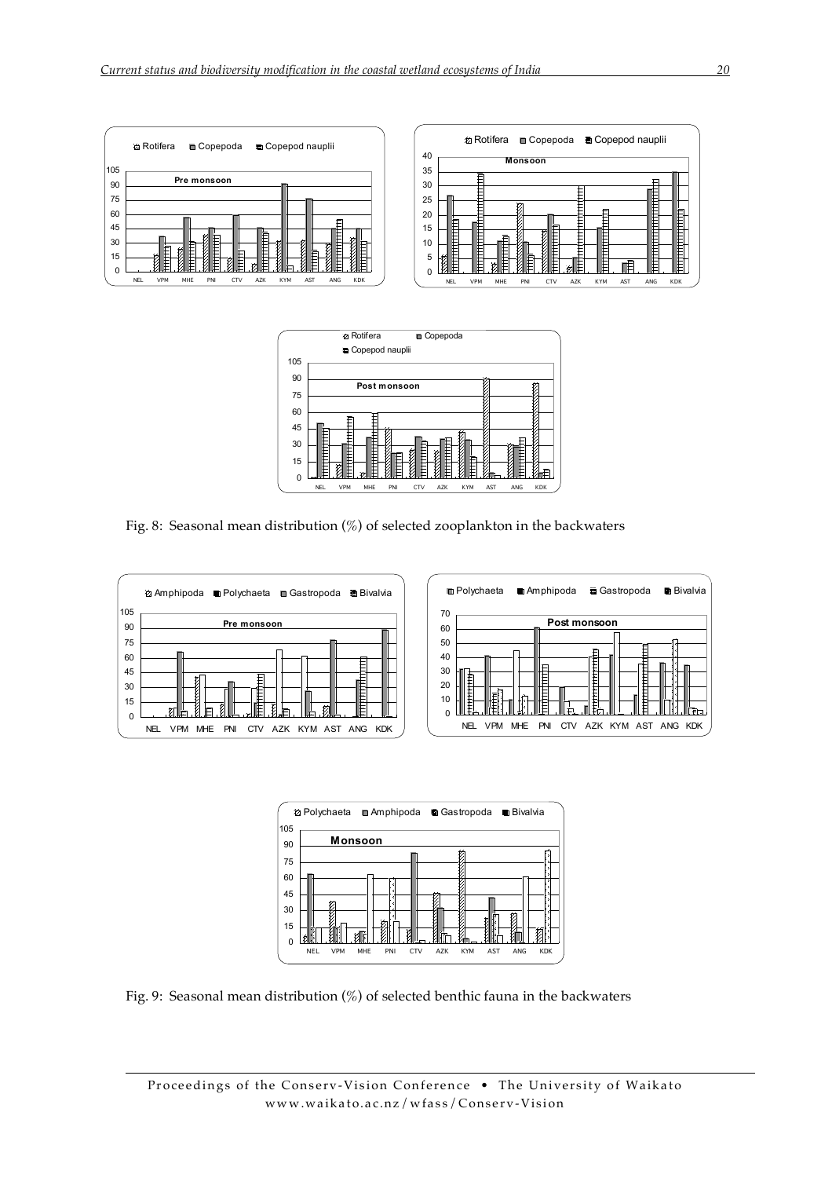Fig. 8: Seasonal mean distribution (%) of selected zooplankton in the backwaters

Fig. 9: Seasonal mean distribution (%) of selected benthic fauna in the backwaters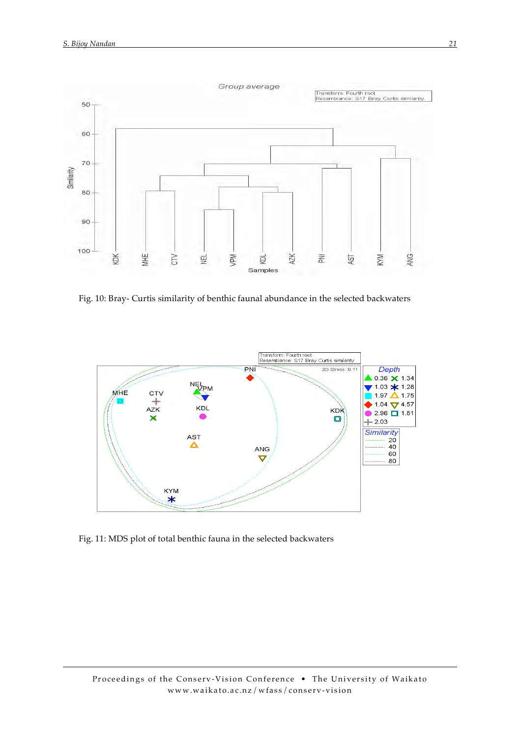Fig. 10: Bray- Curtis similarity of benthic faunal abundance in the selected backwaters

Fig. 11: MDS plot of total benthic fauna in the selected backwaters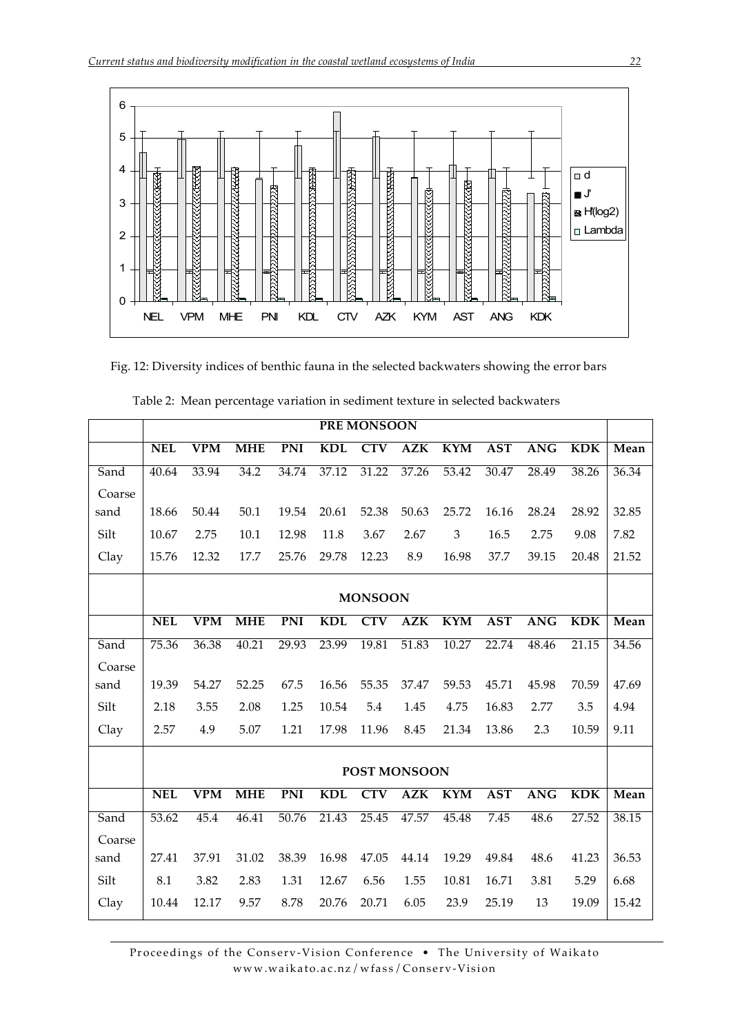Fig. 12: Diversity indices of benthic fauna in the selected backwaters showing the error bars

Table 2: Mean percentage variation in sediment texture in selected backwaters

| | PRE MONSOON | | | | | | | | | | | |
|---|---|---|---|---|---|---|---|---|---|---|---|---|
| | **NEL** | **VPM** | **MHE** | **PNI** | **KDL** | **CTV** | **AZK** | **KYM** | **AST** | **ANG** | **KDK** | **Mean** |
| Sand | 40.64 | 33.94 | 34.2 | 34.74 | 37.12 | 31.22 | 37.26 | 53.42 | 30.47 | 28.49 | 38.26 | 36.34 |
| Coarse sand | 18.66 | 50.44 | 50.1 | 19.54 | 20.61 | 52.38 | 50.63 | 25.72 | 16.16 | 28.24 | 28.92 | 32.85 |
| Silt | 10.67 | 2.75 | 10.1 | 12.98 | 11.8 | 3.67 | 2.67 | 3 | 16.5 | 2.75 | 9.08 | 7.82 |
| Clay | 15.76 | 12.32 | 17.7 | 25.76 | 29.78 | 12.23 | 8.9 | 16.98 | 37.7 | 39.15 | 20.48 | 21.52 |
| | **MONSOON** | | | | | | | | | | | |
| | **NEL** | **VPM** | **MHE** | **PNI** | **KDL** | **CTV** | **AZK** | **KYM** | **AST** | **ANG** | **KDK** | **Mean** |
| Sand | 75.36 | 36.38 | 40.21 | 29.93 | 23.99 | 19.81 | 51.83 | 10.27 | 22.74 | 48.46 | 21.15 | 34.56 |
| Coarse sand | 19.39 | 54.27 | 52.25 | 67.5 | 16.56 | 55.35 | 37.47 | 59.53 | 45.71 | 45.98 | 70.59 | 47.69 |
| Silt | 2.18 | 3.55 | 2.08 | 1.25 | 10.54 | 5.4 | 1.45 | 4.75 | 16.83 | 2.77 | 3.5 | 4.94 |
| Clay | 2.57 | 4.9 | 5.07 | 1.21 | 17.98 | 11.96 | 8.45 | 21.34 | 13.86 | 2.3 | 10.59 | 9.11 |
| | **POST MONSOON** | | | | | | | | | | | |
| | **NEL** | **VPM** | **MHE** | **PNI** | **KDL** | **CTV** | **AZK** | **KYM** | **AST** | **ANG** | **KDK** | **Mean** |
| Sand | 53.62 | 45.4 | 46.41 | 50.76 | 21.43 | 25.45 | 47.57 | 45.48 | 7.45 | 48.6 | 27.52 | 38.15 |
| Coarse sand | 27.41 | 37.91 | 31.02 | 38.39 | 16.98 | 47.05 | 44.14 | 19.29 | 49.84 | 48.6 | 41.23 | 36.53 |
| Silt | 8.1 | 3.82 | 2.83 | 1.31 | 12.67 | 6.56 | 1.55 | 10.81 | 16.71 | 3.81 | 5.29 | 6.68 |
| Clay | 10.44 | 12.17 | 9.57 | 8.78 | 20.76 | 20.71 | 6.05 | 23.9 | 25.19 | 13 | 19.09 | 15.42 |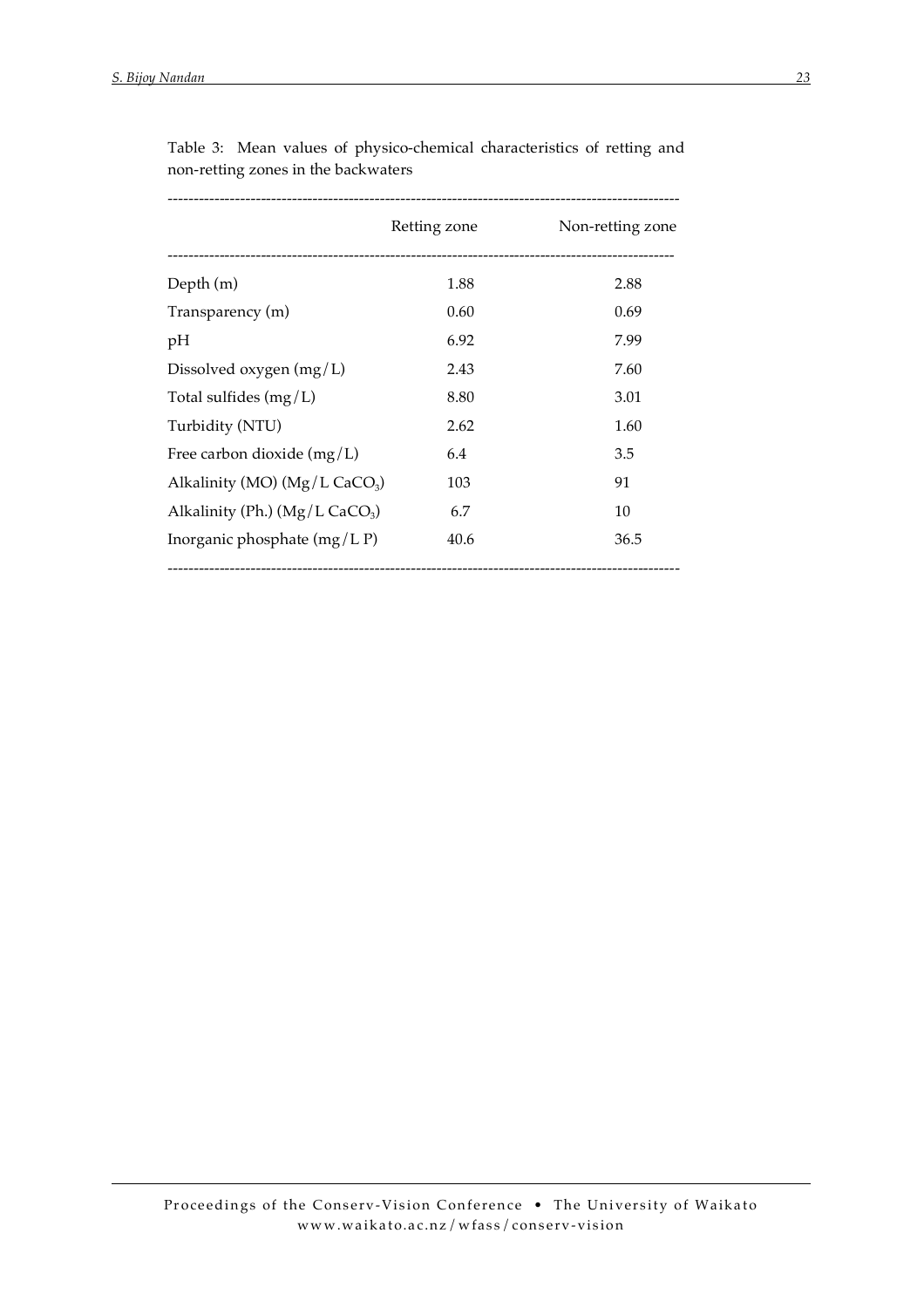Table 3: Mean values of physico-chemical characteristics of retting and non-retting zones in the backwaters

| | Retting zone | Non-retting zone |
|---|---|---|
| Depth (m) | 1.88 | 2.88 |
| Transparency (m) | 0.60 | 0.69 |
| pH | 6.92 | 7.99 |
| Dissolved oxygen (mg/L) | 2.43 | 7.60 |
| Total sulfides (mg/L) | 8.80 | 3.01 |
| Turbidity (NTU) | 2.62 | 1.60 |
| Free carbon dioxide (mg/L) | 6.4 | 3.5 |
| Alkalinity (MO) (Mg/L $CaCO_3$) | 103 | 91 |
| Alkalinity (Ph.) (Mg/L $CaCO_3$) | 6.7 | 10 |
| Inorganic phosphate (mg/L P) | 40.6 | 36.5 |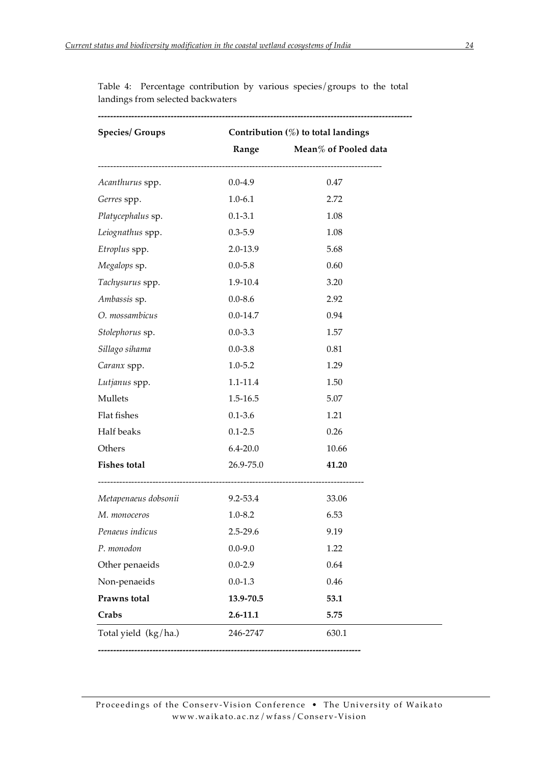Table 4: Percentage contribution by various species/groups to the total landings from selected backwaters

| Species/ Groups | Contribution (%) to total landings | |
|---|---|---|
| | Range | Mean% of Pooled data |
| *Acanthurus* spp. | 0.0-4.9 | 0.47 |
| *Gerres* spp. | 1.0-6.1 | 2.72 |
| *Platycephalus* sp. | 0.1-3.1 | 1.08 |
| *Leiognathus* spp. | 0.3-5.9 | 1.08 |
| *Etroplus* spp. | 2.0-13.9 | 5.68 |
| *Megalops* sp. | 0.0-5.8 | 0.60 |
| *Tachysurus* spp. | 1.9-10.4 | 3.20 |
| *Ambassis* sp. | 0.0-8.6 | 2.92 |
| *O. mossambicus* | 0.0-14.7 | 0.94 |
| *Stolephorus* sp. | 0.0-3.3 | 1.57 |
| *Sillago sihama* | 0.0-3.8 | 0.81 |
| *Caranx* spp. | 1.0-5.2 | 1.29 |
| *Lutjanus* spp. | 1.1-11.4 | 1.50 |
| Mullets | 1.5-16.5 | 5.07 |
| Flat fishes | 0.1-3.6 | 1.21 |
| Half beaks | 0.1-2.5 | 0.26 |
| Others | 6.4-20.0 | 10.66 |
| **Fishes total** | 26.9-75.0 | **41.20** |
| *Metapenaeus dobsonii* | 9.2-53.4 | 33.06 |
| *M. monoceros* | 1.0-8.2 | 6.53 |
| *Penaeus indicus* | 2.5-29.6 | 9.19 |
| *P. monodon* | 0.0-9.0 | 1.22 |
| Other penaeids | 0.0-2.9 | 0.64 |
| Non-penaeids | 0.0-1.3 | 0.46 |
| **Prawns total** | **13.9-70.5** | **53.1** |
| **Crabs** | **2.6-11.1** | **5.75** |
| Total yield (kg/ha.) | 246-2747 | 630.1 |